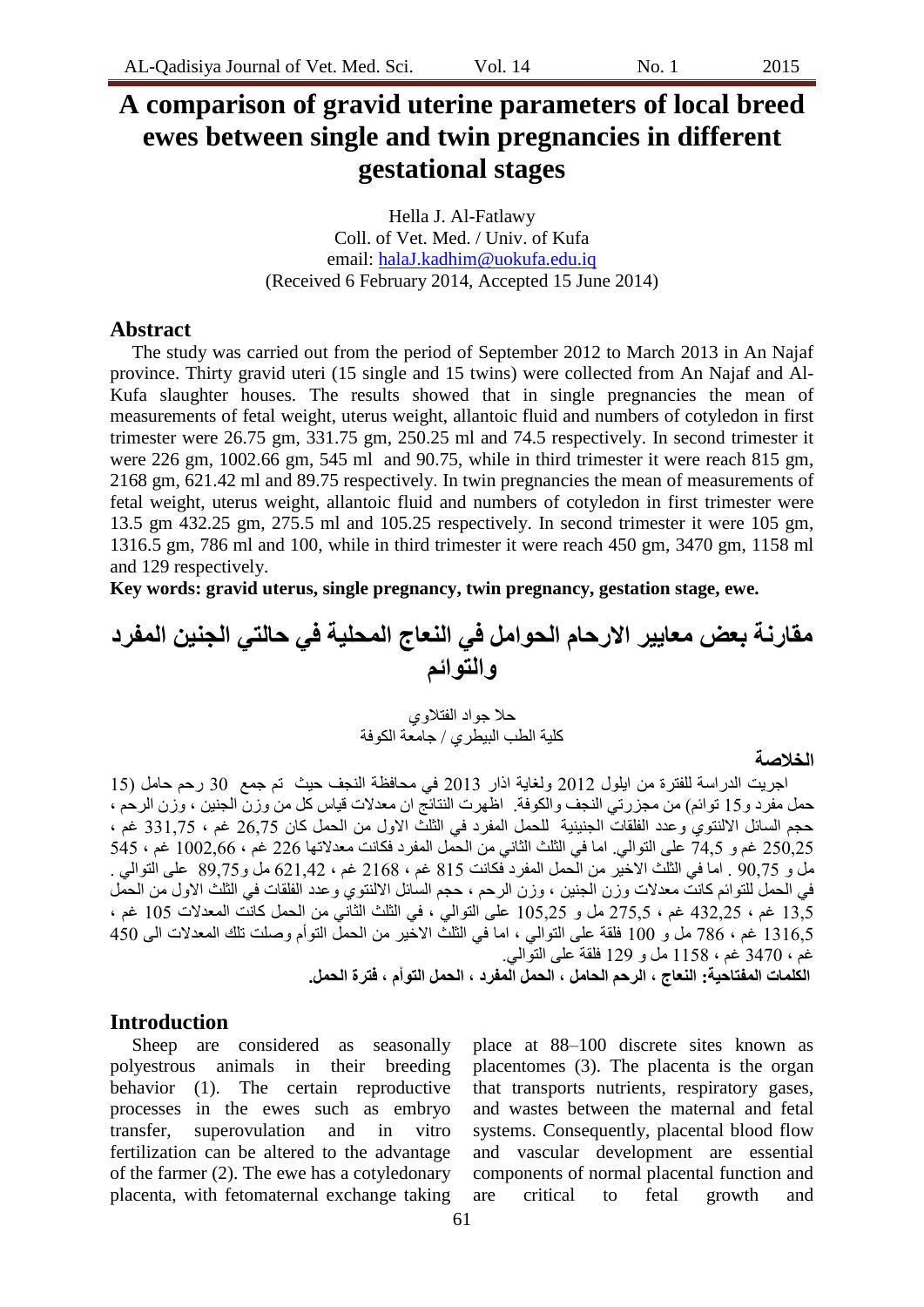# A comparison of gravid uterine parameters of local breed ewes between single and twin pregnancies in different gestational stages

Hella J. Al-Fatlawy
Coll. of Vet. Med. / Univ. of Kufa
email: halaJ.kadhim@uokufa.edu.iq
(Received 6 February 2014, Accepted 15 June 2014)

## Abstract

The study was carried out from the period of September 2012 to March 2013 in An Najaf province. Thirty gravid uteri (15 single and 15 twins) were collected from An Najaf and Al-Kufa slaughter houses. The results showed that in single pregnancies the mean of measurements of fetal weight, uterus weight, allantoic fluid and numbers of cotyledon in first trimester were 26.75 gm, 331.75 gm, 250.25 ml and 74.5 respectively. In second trimester it were 226 gm, 1002.66 gm, 545 ml and 90.75, while in third trimester it were reach 815 gm, 2168 gm, 621.42 ml and 89.75 respectively. In twin pregnancies the mean of measurements of fetal weight, uterus weight, allantoic fluid and numbers of cotyledon in first trimester were 13.5 gm 432.25 gm, 275.5 ml and 105.25 respectively. In second trimester it were 105 gm, 1316.5 gm, 786 ml and 100, while in third trimester it were reach 450 gm, 3470 gm, 1158 ml and 129 respectively.

**Key words: gravid uterus, single pregnancy, twin pregnancy, gestation stage, ewe.**

# مقارنة بعض معايير الارحام الحوامل في النعاج المحلية في حالتي الجنين المفرد والتوائم

حلا جواد الفتلاوي
كلية الطب البيطري / جامعة الكوفة

## الخلاصة

اجريت الدراسة للفترة من ايلول 2012 ولغاية اذار 2013 في محافظة النجف حيث تم جمع 30 رحم حامل (15 حمل مفرد و15 توائم) من مجزرتي النجف والكوفة. اظهرت النتائج ان معدلات قياس كل من وزن الجنين ، وزن الرحم ، حجم السائل الالنتوي وعدد الفلقات الجنينية للحمل المفرد في الثلث الاول من الحمل كان 26,75 غم ، 331,75 غم ، 250,25 غم و 74,5 على التوالي. اما في الثلث الثاني من الحمل المفرد فكانت معدلاتها 226 غم ، 1002,66 غم ، 545 مل و 90,75 . اما في الثلث الاخير من الحمل المفرد فكانت 815 غم ، 2168 غم ، 621,42 مل و89,75 على التوالي . في الحمل للتوائم كانت معدلات وزن الجنين ، وزن الرحم ، حجم السائل الالنتوي وعدد الفلقات في الثلث الاول من الحمل 13,5 غم ، 432,25 غم ، 275,5 مل و 105,25 على التوالي ، في الثلث الثاني من الحمل كانت المعدلات 105 غم ، 1316,5 غم ، 786 مل و 100 فلقة على التوالي ، اما في الثلث الاخير من الحمل التوأم وصلت تلك المعدلات الى 450 غم ، 3470 غم ، 1158 مل و 129 فلقة على التوالي.

**الكلمات المفتاحية: النعاج ، الرحم الحامل ، الحمل المفرد ، الحمل التوأم ، فترة الحمل.**

## Introduction

Sheep are considered as seasonally polyestrous animals in their breeding behavior (1). The certain reproductive processes in the ewes such as embryo transfer, superovulation and in vitro fertilization can be altered to the advantage of the farmer (2). The ewe has a cotyledonary placenta, with fetomaternal exchange taking place at 88–100 discrete sites known as placentomes (3). The placenta is the organ that transports nutrients, respiratory gases, and wastes between the maternal and fetal systems. Consequently, placental blood flow and vascular development are essential components of normal placental function and are critical to fetal growth and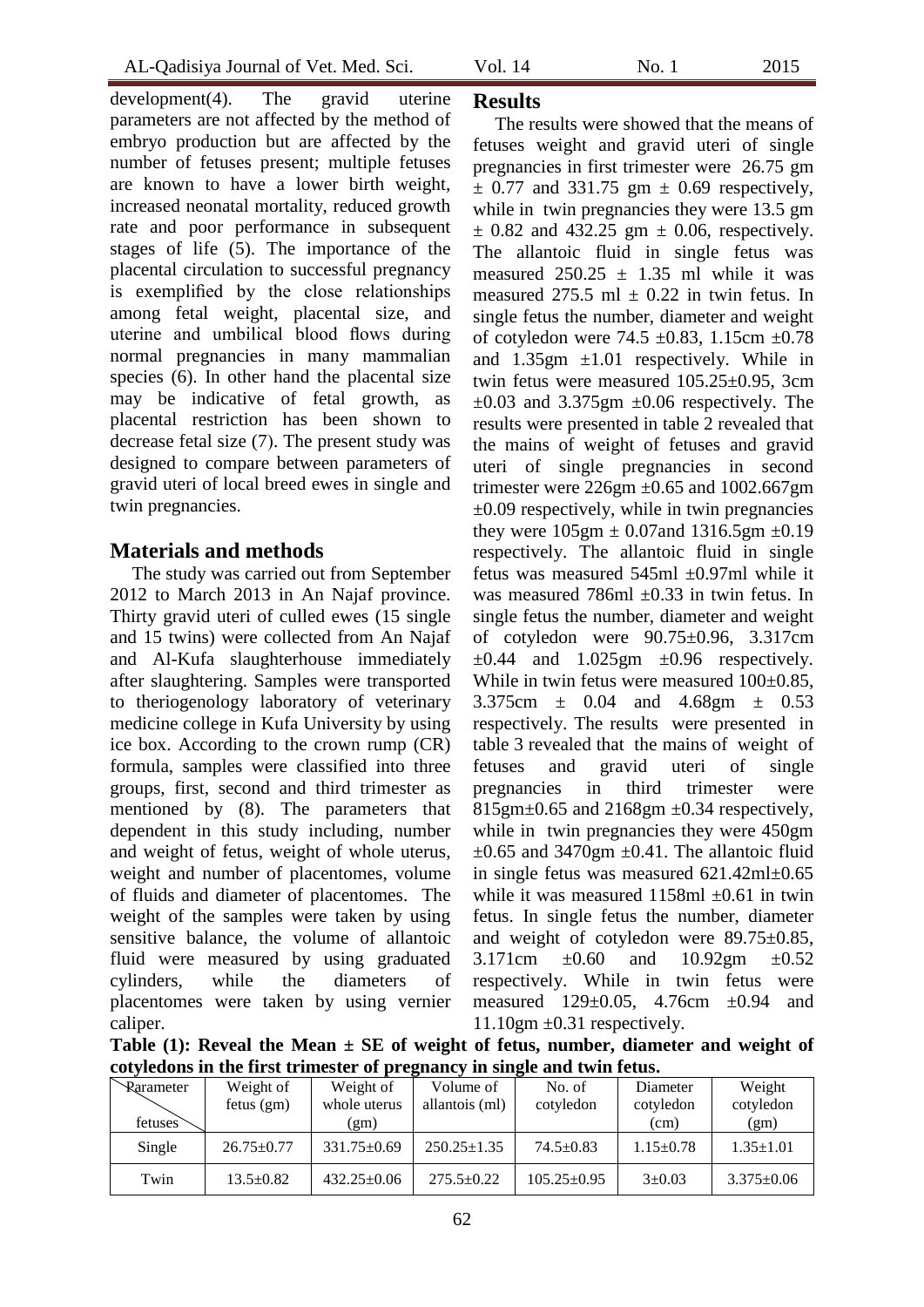development(4). The gravid uterine parameters are not affected by the method of embryo production but are affected by the number of fetuses present; multiple fetuses are known to have a lower birth weight, increased neonatal mortality, reduced growth rate and poor performance in subsequent stages of life (5). The importance of the placental circulation to successful pregnancy is exemplified by the close relationships among fetal weight, placental size, and uterine and umbilical blood flows during normal pregnancies in many mammalian species (6). In other hand the placental size may be indicative of fetal growth, as placental restriction has been shown to decrease fetal size (7). The present study was designed to compare between parameters of gravid uteri of local breed ewes in single and twin pregnancies.

## Materials and methods

The study was carried out from September 2012 to March 2013 in An Najaf province. Thirty gravid uteri of culled ewes (15 single and 15 twins) were collected from An Najaf and Al-Kufa slaughterhouse immediately after slaughtering. Samples were transported to theriogenology laboratory of veterinary medicine college in Kufa University by using ice box. According to the crown rump (CR) formula, samples were classified into three groups, first, second and third trimester as mentioned by (8). The parameters that dependent in this study including, number and weight of fetus, weight of whole uterus, weight and number of placentomes, volume of fluids and diameter of placentomes. The weight of the samples were taken by using sensitive balance, the volume of allantoic fluid were measured by using graduated cylinders, while the diameters of placentomes were taken by using vernier caliper.

## Results

The results were showed that the means of fetuses weight and gravid uteri of single pregnancies in first trimester were 26.75 gm ± 0.77 and 331.75 gm ± 0.69 respectively, while in twin pregnancies they were 13.5 gm ± 0.82 and 432.25 gm ± 0.06, respectively. The allantoic fluid in single fetus was measured 250.25 ± 1.35 ml while it was measured 275.5 ml ± 0.22 in twin fetus. In single fetus the number, diameter and weight of cotyledon were 74.5 ±0.83, 1.15cm ±0.78 and 1.35gm ±1.01 respectively. While in twin fetus were measured 105.25±0.95, 3cm ±0.03 and 3.375gm ±0.06 respectively. The results were presented in table 2 revealed that the mains of weight of fetuses and gravid uteri of single pregnancies in second trimester were 226gm ±0.65 and 1002.667gm ±0.09 respectively, while in twin pregnancies they were 105gm ± 0.07and 1316.5gm ±0.19 respectively. The allantoic fluid in single fetus was measured 545ml ±0.97ml while it was measured 786ml ±0.33 in twin fetus. In single fetus the number, diameter and weight of cotyledon were 90.75±0.96, 3.317cm ±0.44 and 1.025gm ±0.96 respectively. While in twin fetus were measured 100±0.85, 3.375cm ± 0.04 and 4.68gm ± 0.53 respectively. The results were presented in table 3 revealed that the mains of weight of fetuses and gravid uteri of single pregnancies in third trimester were 815gm±0.65 and 2168gm ±0.34 respectively, while in twin pregnancies they were 450gm ±0.65 and 3470gm ±0.41. The allantoic fluid in single fetus was measured 621.42ml±0.65 while it was measured 1158ml ±0.61 in twin fetus. In single fetus the number, diameter and weight of cotyledon were 89.75±0.85, 3.171cm ±0.60 and 10.92gm ±0.52 respectively. While in twin fetus were measured 129±0.05, 4.76cm ±0.94 and 11.10gm ±0.31 respectively.

**Table (1): Reveal the Mean ± SE of weight of fetus, number, diameter and weight of cotyledons in the first trimester of pregnancy in single and twin fetus.**

| Parameter / fetuses | Weight of fetus (gm) | Weight of whole uterus (gm) | Volume of allantois (ml) | No. of cotyledon | Diameter cotyledon (cm) | Weight cotyledon (gm) |
|---|---|---|---|---|---|---|
| Single | 26.75±0.77 | 331.75±0.69 | 250.25±1.35 | 74.5±0.83 | 1.15±0.78 | 1.35±1.01 |
| Twin | 13.5±0.82 | 432.25±0.06 | 275.5±0.22 | 105.25±0.95 | 3±0.03 | 3.375±0.06 |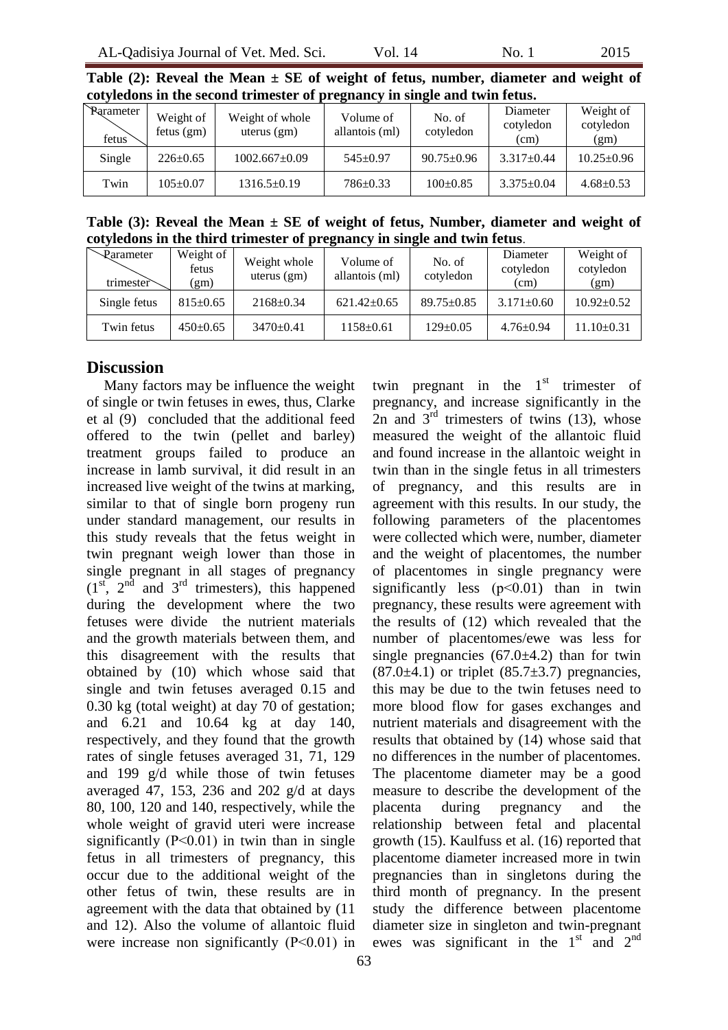**Table (2): Reveal the Mean ± SE of weight of fetus, number, diameter and weight of cotyledons in the second trimester of pregnancy in single and twin fetus.**

| Parameter / fetus | Weight of fetus (gm) | Weight of whole uterus (gm) | Volume of allantois (ml) | No. of cotyledon | Diameter cotyledon (cm) | Weight of cotyledon (gm) |
|---|---|---|---|---|---|---|
| Single | 226±0.65 | 1002.667±0.09 | 545±0.97 | 90.75±0.96 | 3.317±0.44 | 10.25±0.96 |
| Twin | 105±0.07 | 1316.5±0.19 | 786±0.33 | 100±0.85 | 3.375±0.04 | 4.68±0.53 |

**Table (3): Reveal the Mean ± SE of weight of fetus, Number, diameter and weight of cotyledons in the third trimester of pregnancy in single and twin fetus.**

| Parameter / trimester | Weight of fetus (gm) | Weight whole uterus (gm) | Volume of allantois (ml) | No. of cotyledon | Diameter cotyledon (cm) | Weight of cotyledon (gm) |
|---|---|---|---|---|---|---|
| Single fetus | 815±0.65 | 2168±0.34 | 621.42±0.65 | 89.75±0.85 | 3.171±0.60 | 10.92±0.52 |
| Twin fetus | 450±0.65 | 3470±0.41 | 1158±0.61 | 129±0.05 | 4.76±0.94 | 11.10±0.31 |

## Discussion

Many factors may be influence the weight of single or twin fetuses in ewes, thus, Clarke et al (9) concluded that the additional feed offered to the twin (pellet and barley) treatment groups failed to produce an increase in lamb survival, it did result in an increased live weight of the twins at marking, similar to that of single born progeny run under standard management, our results in this study reveals that the fetus weight in twin pregnant weigh lower than those in single pregnant in all stages of pregnancy (1st, 2nd and 3rd trimesters), this happened during the development where the two fetuses were divide the nutrient materials and the growth materials between them, and this disagreement with the results that obtained by (10) which whose said that single and twin fetuses averaged 0.15 and 0.30 kg (total weight) at day 70 of gestation; and 6.21 and 10.64 kg at day 140, respectively, and they found that the growth rates of single fetuses averaged 31, 71, 129 and 199 g/d while those of twin fetuses averaged 47, 153, 236 and 202 g/d at days 80, 100, 120 and 140, respectively, while the whole weight of gravid uteri were increase significantly ($P<0.01$) in twin than in single fetus in all trimesters of pregnancy, this occur due to the additional weight of the other fetus of twin, these results are in agreement with the data that obtained by (11 and 12). Also the volume of allantoic fluid were increase non significantly ($P<0.01$) in twin pregnant in the 1st trimester of pregnancy, and increase significantly in the 2n and 3rd trimesters of twins (13), whose measured the weight of the allantoic fluid and found increase in the allantoic weight in twin than in the single fetus in all trimesters of pregnancy, and this results are in agreement with this results. In our study, the following parameters of the placentomes were collected which were, number, diameter and the weight of placentomes, the number of placentomes in single pregnancy were significantly less ($p<0.01$) than in twin pregnancy, these results were agreement with the results of (12) which revealed that the number of placentomes/ewe was less for single pregnancies (67.0±4.2) than for twin (87.0±4.1) or triplet (85.7±3.7) pregnancies, this may be due to the twin fetuses need to more blood flow for gases exchanges and nutrient materials and disagreement with the results that obtained by (14) whose said that no differences in the number of placentomes. The placentome diameter may be a good measure to describe the development of the placenta during pregnancy and the relationship between fetal and placental growth (15). Kaulfuss et al. (16) reported that placentome diameter increased more in twin pregnancies than in singletons during the third month of pregnancy. In the present study the difference between placentome diameter size in singleton and twin-pregnant ewes was significant in the 1st and 2nd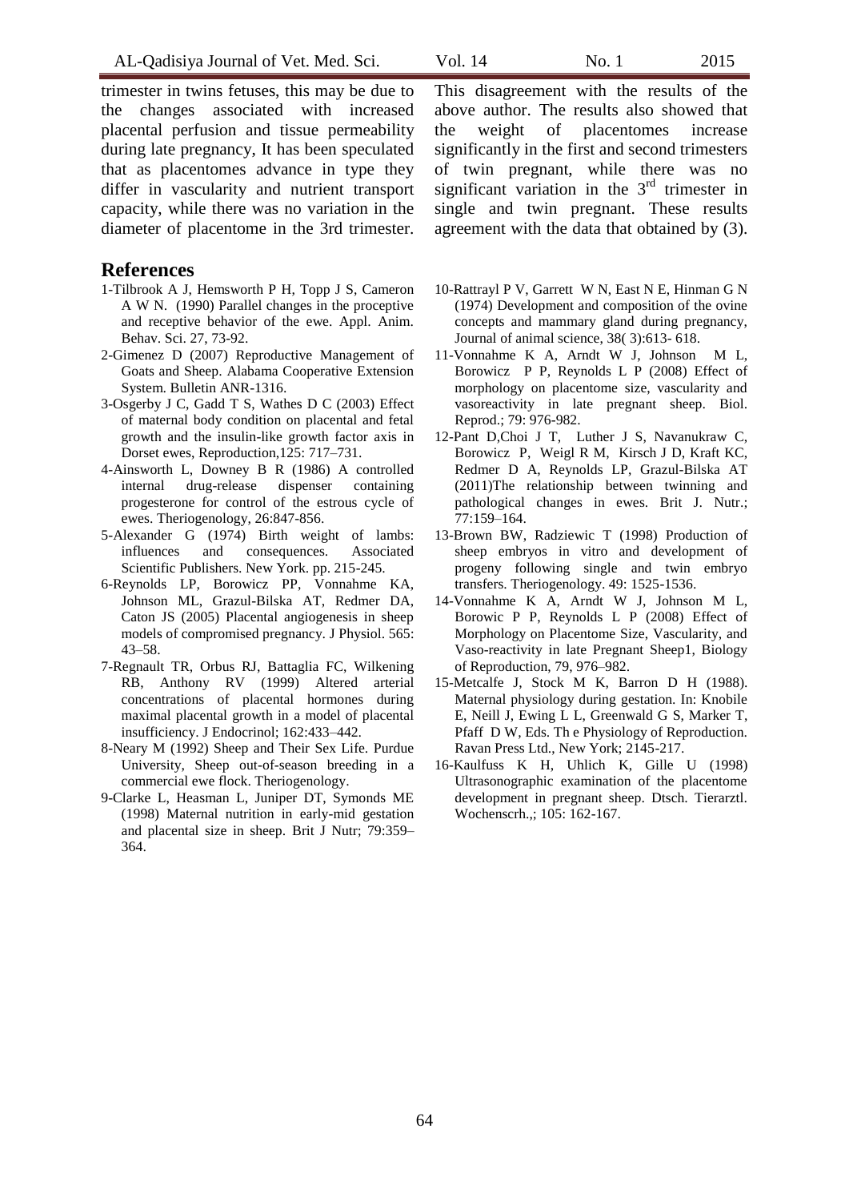trimester in twins fetuses, this may be due to the changes associated with increased placental perfusion and tissue permeability during late pregnancy, It has been speculated that as placentomes advance in type they differ in vascularity and nutrient transport capacity, while there was no variation in the diameter of placentome in the 3rd trimester. This disagreement with the results of the above author. The results also showed that the weight of placentomes increase significantly in the first and second trimesters of twin pregnant, while there was no significant variation in the 3rd trimester in single and twin pregnant. These results agreement with the data that obtained by (3).

## References

1-Tilbrook A J, Hemsworth P H, Topp J S, Cameron A W N. (1990) Parallel changes in the proceptive and receptive behavior of the ewe. Appl. Anim. Behav. Sci. 27, 73-92.

2-Gimenez D (2007) Reproductive Management of Goats and Sheep. Alabama Cooperative Extension System. Bulletin ANR-1316.

3-Osgerby J C, Gadd T S, Wathes D C (2003) Effect of maternal body condition on placental and fetal growth and the insulin-like growth factor axis in Dorset ewes, Reproduction,125: 717–731.

4-Ainsworth L, Downey B R (1986) A controlled internal drug-release dispenser containing progesterone for control of the estrous cycle of ewes. Theriogenology, 26:847-856.

5-Alexander G (1974) Birth weight of lambs: influences and consequences. Associated Scientific Publishers. New York. pp. 215-245.

6-Reynolds LP, Borowicz PP, Vonnahme KA, Johnson ML, Grazul-Bilska AT, Redmer DA, Caton JS (2005) Placental angiogenesis in sheep models of compromised pregnancy. J Physiol. 565: 43–58.

7-Regnault TR, Orbus RJ, Battaglia FC, Wilkening RB, Anthony RV (1999) Altered arterial concentrations of placental hormones during maximal placental growth in a model of placental insufficiency. J Endocrinol; 162:433–442.

8-Neary M (1992) Sheep and Their Sex Life. Purdue University, Sheep out-of-season breeding in a commercial ewe flock. Theriogenology.

9-Clarke L, Heasman L, Juniper DT, Symonds ME (1998) Maternal nutrition in early-mid gestation and placental size in sheep. Brit J Nutr; 79:359–364.

10-Rattrayl P V, Garrett W N, East N E, Hinman G N (1974) Development and composition of the ovine concepts and mammary gland during pregnancy, Journal of animal science, 38( 3):613- 618.

11-Vonnahme K A, Arndt W J, Johnson M L, Borowicz P P, Reynolds L P (2008) Effect of morphology on placentome size, vascularity and vasoreactivity in late pregnant sheep. Biol. Reprod.; 79: 976-982.

12-Pant D,Choi J T, Luther J S, Navanukraw C, Borowicz P, Weigl R M, Kirsch J D, Kraft KC, Redmer D A, Reynolds LP, Grazul-Bilska AT (2011)The relationship between twinning and pathological changes in ewes. Brit J. Nutr.; 77:159–164.

13-Brown BW, Radziewic T (1998) Production of sheep embryos in vitro and development of progeny following single and twin embryo transfers. Theriogenology. 49: 1525-1536.

14-Vonnahme K A, Arndt W J, Johnson M L, Borowic P P, Reynolds L P (2008) Effect of Morphology on Placentome Size, Vascularity, and Vaso-reactivity in late Pregnant Sheep1, Biology of Reproduction, 79, 976–982.

15-Metcalfe J, Stock M K, Barron D H (1988). Maternal physiology during gestation. In: Knobile E, Neill J, Ewing L L, Greenwald G S, Marker T, Pfaff D W, Eds. Th e Physiology of Reproduction. Ravan Press Ltd., New York; 2145-217.

16-Kaulfuss K H, Uhlich K, Gille U (1998) Ultrasonographic examination of the placentome development in pregnant sheep. Dtsch. Tierarztl. Wochenscrh.,; 105: 162-167.